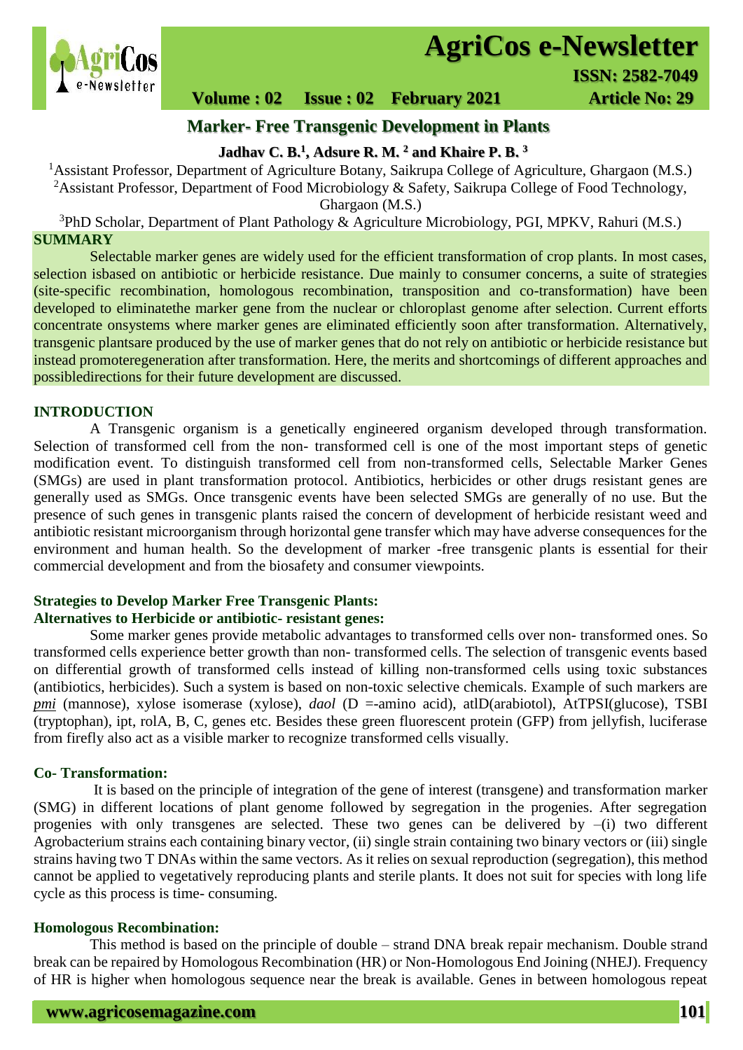# Marker- Free Transgenic Development in Plants

**Jadhav C. B.[1], Adsure R. M.[2] and Khaire P. B.[3]**

[1]Assistant Professor, Department of Agriculture Botany, Saikrupa College of Agriculture, Ghargaon (M.S.)
[2]Assistant Professor, Department of Food Microbiology & Safety, Saikrupa College of Food Technology, Ghargaon (M.S.)
[3]PhD Scholar, Department of Plant Pathology & Agriculture Microbiology, PGI, MPKV, Rahuri (M.S.)

## SUMMARY

Selectable marker genes are widely used for the efficient transformation of crop plants. In most cases, selection isbased on antibiotic or herbicide resistance. Due mainly to consumer concerns, a suite of strategies (site-specific recombination, homologous recombination, transposition and co-transformation) have been developed to eliminatethe marker gene from the nuclear or chloroplast genome after selection. Current efforts concentrate onsystems where marker genes are eliminated efficiently soon after transformation. Alternatively, transgenic plantsare produced by the use of marker genes that do not rely on antibiotic or herbicide resistance but instead promoteregeneration after transformation. Here, the merits and shortcomings of different approaches and possibledirections for their future development are discussed.

## INTRODUCTION

A Transgenic organism is a genetically engineered organism developed through transformation. Selection of transformed cell from the non- transformed cell is one of the most important steps of genetic modification event. To distinguish transformed cell from non-transformed cells, Selectable Marker Genes (SMGs) are used in plant transformation protocol. Antibiotics, herbicides or other drugs resistant genes are generally used as SMGs. Once transgenic events have been selected SMGs are generally of no use. But the presence of such genes in transgenic plants raised the concern of development of herbicide resistant weed and antibiotic resistant microorganism through horizontal gene transfer which may have adverse consequences for the environment and human health. So the development of marker -free transgenic plants is essential for their commercial development and from the biosafety and consumer viewpoints.

### Strategies to Develop Marker Free Transgenic Plants:

### Alternatives to Herbicide or antibiotic- resistant genes:

Some marker genes provide metabolic advantages to transformed cells over non- transformed ones. So transformed cells experience better growth than non- transformed cells. The selection of transgenic events based on differential growth of transformed cells instead of killing non-transformed cells using toxic substances (antibiotics, herbicides). Such a system is based on non-toxic selective chemicals. Example of such markers are *pmi* (mannose), xylose isomerase (xylose), *daol* (D =-amino acid), atlD(arabiotol), AtTPSI(glucose), TSBI (tryptophan), ipt, rolA, B, C, genes etc. Besides these green fluorescent protein (GFP) from jellyfish, luciferase from firefly also act as a visible marker to recognize transformed cells visually.

### Co- Transformation:

It is based on the principle of integration of the gene of interest (transgene) and transformation marker (SMG) in different locations of plant genome followed by segregation in the progenies. After segregation progenies with only transgenes are selected. These two genes can be delivered by –(i) two different Agrobacterium strains each containing binary vector, (ii) single strain containing two binary vectors or (iii) single strains having two T DNAs within the same vectors. As it relies on sexual reproduction (segregation), this method cannot be applied to vegetatively reproducing plants and sterile plants. It does not suit for species with long life cycle as this process is time- consuming.

### Homologous Recombination:

This method is based on the principle of double – strand DNA break repair mechanism. Double strand break can be repaired by Homologous Recombination (HR) or Non-Homologous End Joining (NHEJ). Frequency of HR is higher when homologous sequence near the break is available. Genes in between homologous repeat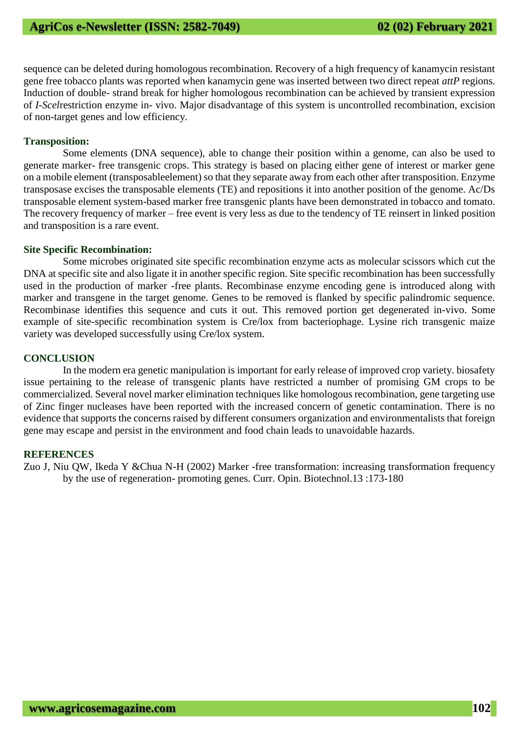sequence can be deleted during homologous recombination. Recovery of a high frequency of kanamycin resistant gene free tobacco plants was reported when kanamycin gene was inserted between two direct repeat *attP* regions. Induction of double- strand break for higher homologous recombination can be achieved by transient expression of *I-SceI*restriction enzyme in- vivo. Major disadvantage of this system is uncontrolled recombination, excision of non-target genes and low efficiency.

### Transposition:

Some elements (DNA sequence), able to change their position within a genome, can also be used to generate marker- free transgenic crops. This strategy is based on placing either gene of interest or marker gene on a mobile element (transposableelement) so that they separate away from each other after transposition. Enzyme transposase excises the transposable elements (TE) and repositions it into another position of the genome. Ac/Ds transposable element system-based marker free transgenic plants have been demonstrated in tobacco and tomato. The recovery frequency of marker – free event is very less as due to the tendency of TE reinsert in linked position and transposition is a rare event.

### Site Specific Recombination:

Some microbes originated site specific recombination enzyme acts as molecular scissors which cut the DNA at specific site and also ligate it in another specific region. Site specific recombination has been successfully used in the production of marker -free plants. Recombinase enzyme encoding gene is introduced along with marker and transgene in the target genome. Genes to be removed is flanked by specific palindromic sequence. Recombinase identifies this sequence and cuts it out. This removed portion get degenerated in-vivo. Some example of site-specific recombination system is Cre/lox from bacteriophage. Lysine rich transgenic maize variety was developed successfully using Cre/lox system.

## CONCLUSION

In the modern era genetic manipulation is important for early release of improved crop variety. biosafety issue pertaining to the release of transgenic plants have restricted a number of promising GM crops to be commercialized. Several novel marker elimination techniques like homologous recombination, gene targeting use of Zinc finger nucleases have been reported with the increased concern of genetic contamination. There is no evidence that supports the concerns raised by different consumers organization and environmentalists that foreign gene may escape and persist in the environment and food chain leads to unavoidable hazards.

## REFERENCES

Zuo J, Niu QW, Ikeda Y &Chua N-H (2002) Marker -free transformation: increasing transformation frequency by the use of regeneration- promoting genes. Curr. Opin. Biotechnol.13 :173-180